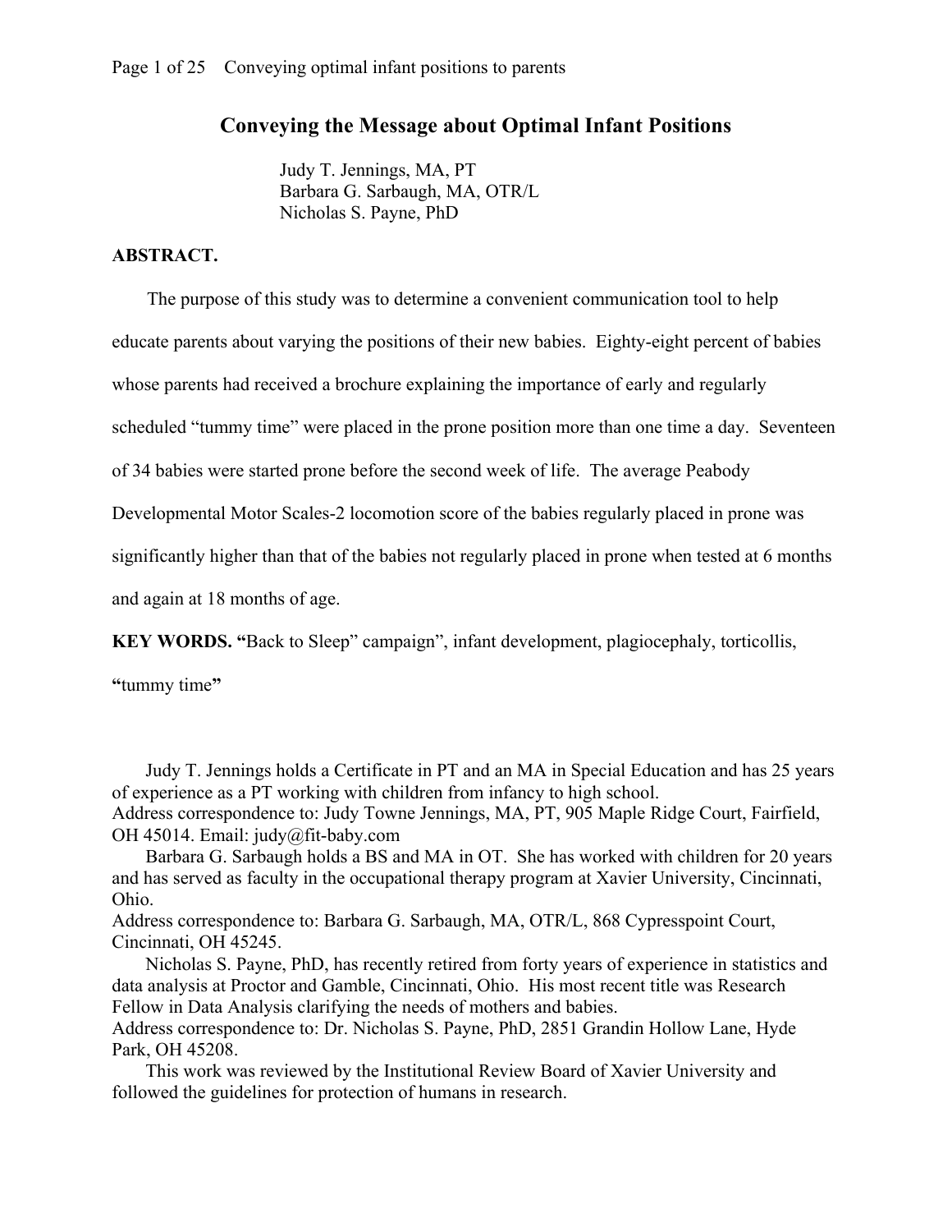# Conveying the Message about Optimal Infant Positions

Judy T. Jennings, MA, PT
Barbara G. Sarbaugh, MA, OTR/L
Nicholas S. Payne, PhD

**ABSTRACT.**

The purpose of this study was to determine a convenient communication tool to help educate parents about varying the positions of their new babies. Eighty-eight percent of babies whose parents had received a brochure explaining the importance of early and regularly scheduled "tummy time" were placed in the prone position more than one time a day. Seventeen of 34 babies were started prone before the second week of life. The average Peabody Developmental Motor Scales-2 locomotion score of the babies regularly placed in prone was significantly higher than that of the babies not regularly placed in prone when tested at 6 months and again at 18 months of age.

**KEY WORDS. "**Back to Sleep" campaign", infant development, plagiocephaly, torticollis, **"**tummy time**"**

Judy T. Jennings holds a Certificate in PT and an MA in Special Education and has 25 years of experience as a PT working with children from infancy to high school.
Address correspondence to: Judy Towne Jennings, MA, PT, 905 Maple Ridge Court, Fairfield, OH 45014. Email: judy@fit-baby.com

Barbara G. Sarbaugh holds a BS and MA in OT. She has worked with children for 20 years and has served as faculty in the occupational therapy program at Xavier University, Cincinnati, Ohio.
Address correspondence to: Barbara G. Sarbaugh, MA, OTR/L, 868 Cypresspoint Court, Cincinnati, OH 45245.

Nicholas S. Payne, PhD, has recently retired from forty years of experience in statistics and data analysis at Proctor and Gamble, Cincinnati, Ohio. His most recent title was Research Fellow in Data Analysis clarifying the needs of mothers and babies.
Address correspondence to: Dr. Nicholas S. Payne, PhD, 2851 Grandin Hollow Lane, Hyde Park, OH 45208.

This work was reviewed by the Institutional Review Board of Xavier University and followed the guidelines for protection of humans in research.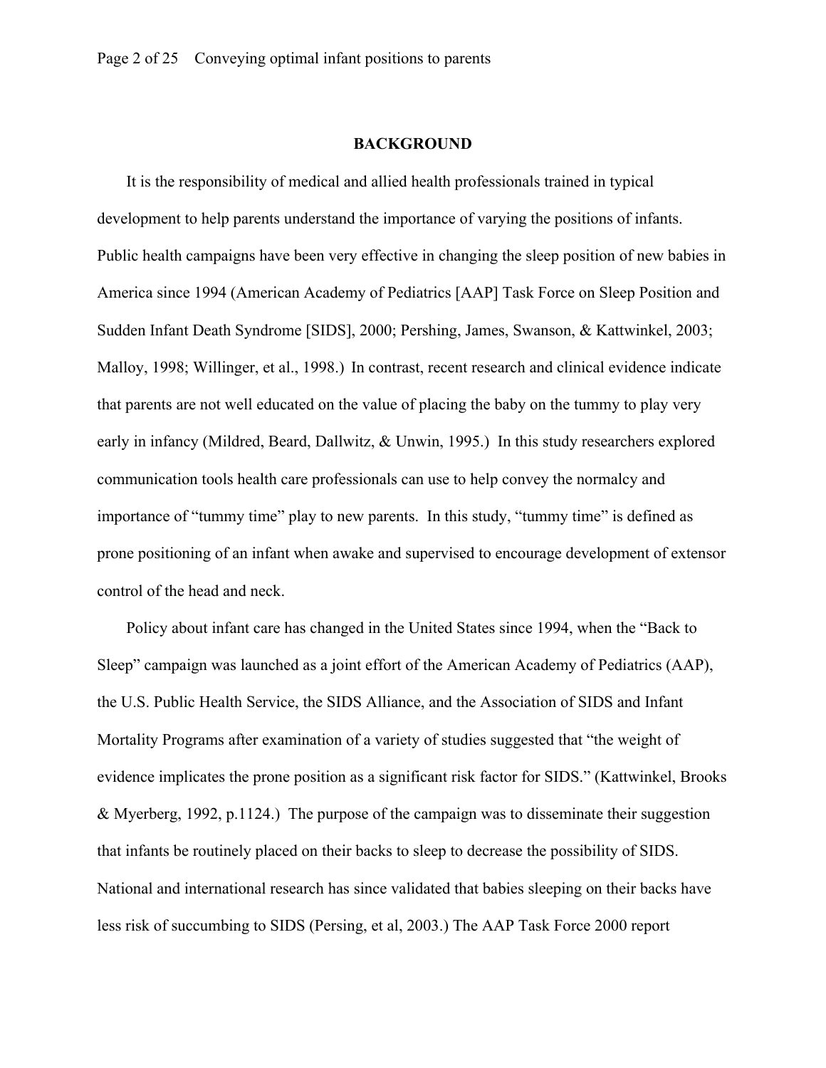## BACKGROUND

It is the responsibility of medical and allied health professionals trained in typical development to help parents understand the importance of varying the positions of infants. Public health campaigns have been very effective in changing the sleep position of new babies in America since 1994 (American Academy of Pediatrics [AAP] Task Force on Sleep Position and Sudden Infant Death Syndrome [SIDS], 2000; Pershing, James, Swanson, & Kattwinkel, 2003; Malloy, 1998; Willinger, et al., 1998.) In contrast, recent research and clinical evidence indicate that parents are not well educated on the value of placing the baby on the tummy to play very early in infancy (Mildred, Beard, Dallwitz, & Unwin, 1995.) In this study researchers explored communication tools health care professionals can use to help convey the normalcy and importance of "tummy time" play to new parents. In this study, "tummy time" is defined as prone positioning of an infant when awake and supervised to encourage development of extensor control of the head and neck.

Policy about infant care has changed in the United States since 1994, when the "Back to Sleep" campaign was launched as a joint effort of the American Academy of Pediatrics (AAP), the U.S. Public Health Service, the SIDS Alliance, and the Association of SIDS and Infant Mortality Programs after examination of a variety of studies suggested that "the weight of evidence implicates the prone position as a significant risk factor for SIDS." (Kattwinkel, Brooks & Myerberg, 1992, p.1124.) The purpose of the campaign was to disseminate their suggestion that infants be routinely placed on their backs to sleep to decrease the possibility of SIDS. National and international research has since validated that babies sleeping on their backs have less risk of succumbing to SIDS (Persing, et al, 2003.) The AAP Task Force 2000 report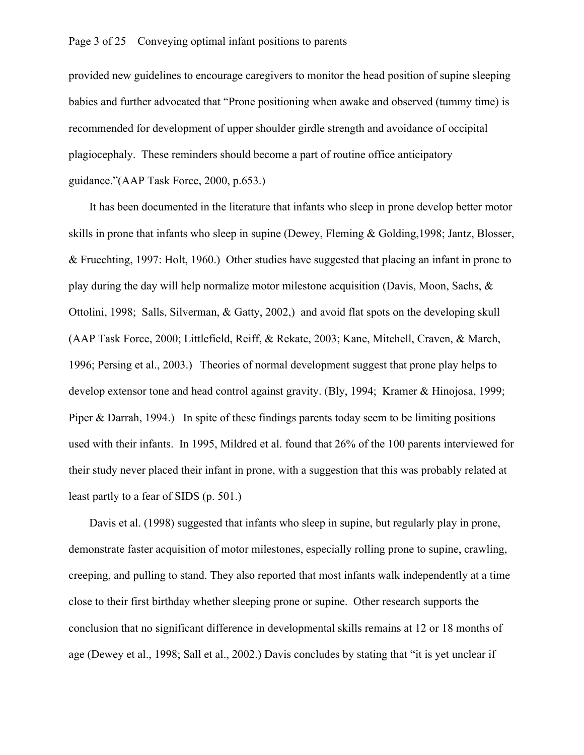provided new guidelines to encourage caregivers to monitor the head position of supine sleeping babies and further advocated that "Prone positioning when awake and observed (tummy time) is recommended for development of upper shoulder girdle strength and avoidance of occipital plagiocephaly. These reminders should become a part of routine office anticipatory guidance."(AAP Task Force, 2000, p.653.)

It has been documented in the literature that infants who sleep in prone develop better motor skills in prone that infants who sleep in supine (Dewey, Fleming & Golding,1998; Jantz, Blosser, & Fruechting, 1997: Holt, 1960.) Other studies have suggested that placing an infant in prone to play during the day will help normalize motor milestone acquisition (Davis, Moon, Sachs, & Ottolini, 1998; Salls, Silverman, & Gatty, 2002,) and avoid flat spots on the developing skull (AAP Task Force, 2000; Littlefield, Reiff, & Rekate, 2003; Kane, Mitchell, Craven, & March, 1996; Persing et al., 2003.) Theories of normal development suggest that prone play helps to develop extensor tone and head control against gravity. (Bly, 1994; Kramer & Hinojosa, 1999; Piper & Darrah, 1994.) In spite of these findings parents today seem to be limiting positions used with their infants. In 1995, Mildred et al. found that 26% of the 100 parents interviewed for their study never placed their infant in prone, with a suggestion that this was probably related at least partly to a fear of SIDS (p. 501.)

Davis et al. (1998) suggested that infants who sleep in supine, but regularly play in prone, demonstrate faster acquisition of motor milestones, especially rolling prone to supine, crawling, creeping, and pulling to stand. They also reported that most infants walk independently at a time close to their first birthday whether sleeping prone or supine. Other research supports the conclusion that no significant difference in developmental skills remains at 12 or 18 months of age (Dewey et al., 1998; Sall et al., 2002.) Davis concludes by stating that "it is yet unclear if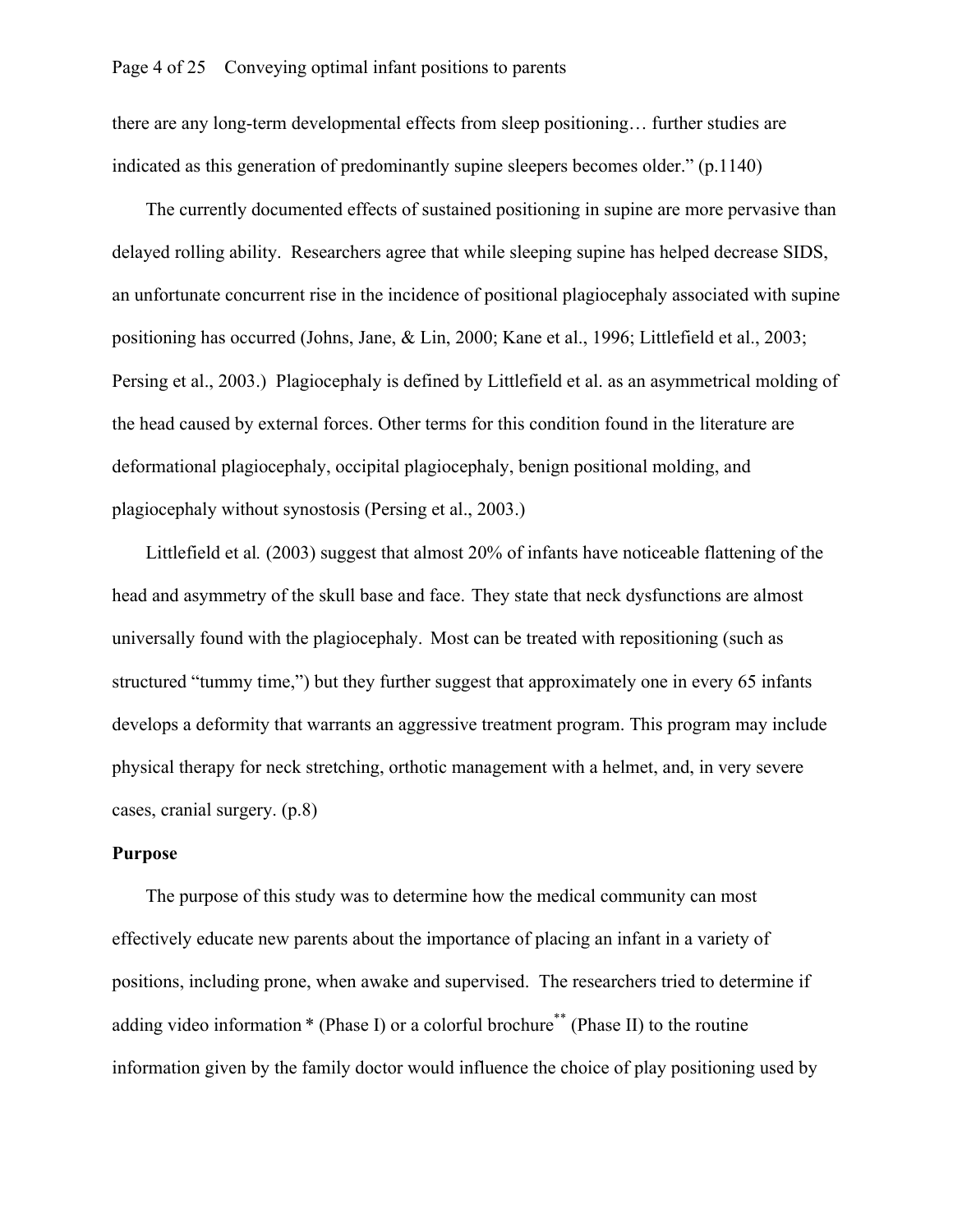there are any long-term developmental effects from sleep positioning… further studies are indicated as this generation of predominantly supine sleepers becomes older." (p.1140)

The currently documented effects of sustained positioning in supine are more pervasive than delayed rolling ability. Researchers agree that while sleeping supine has helped decrease SIDS, an unfortunate concurrent rise in the incidence of positional plagiocephaly associated with supine positioning has occurred (Johns, Jane, & Lin, 2000; Kane et al., 1996; Littlefield et al., 2003; Persing et al., 2003.) Plagiocephaly is defined by Littlefield et al. as an asymmetrical molding of the head caused by external forces. Other terms for this condition found in the literature are deformational plagiocephaly, occipital plagiocephaly, benign positional molding, and plagiocephaly without synostosis (Persing et al., 2003.)

Littlefield et al*.* (2003) suggest that almost 20% of infants have noticeable flattening of the head and asymmetry of the skull base and face. They state that neck dysfunctions are almost universally found with the plagiocephaly. Most can be treated with repositioning (such as structured "tummy time,") but they further suggest that approximately one in every 65 infants develops a deformity that warrants an aggressive treatment program. This program may include physical therapy for neck stretching, orthotic management with a helmet, and, in very severe cases, cranial surgery. (p.8)

**Purpose**

The purpose of this study was to determine how the medical community can most effectively educate new parents about the importance of placing an infant in a variety of positions, including prone, when awake and supervised. The researchers tried to determine if adding video information * (Phase I) or a colorful brochure** (Phase II) to the routine information given by the family doctor would influence the choice of play positioning used by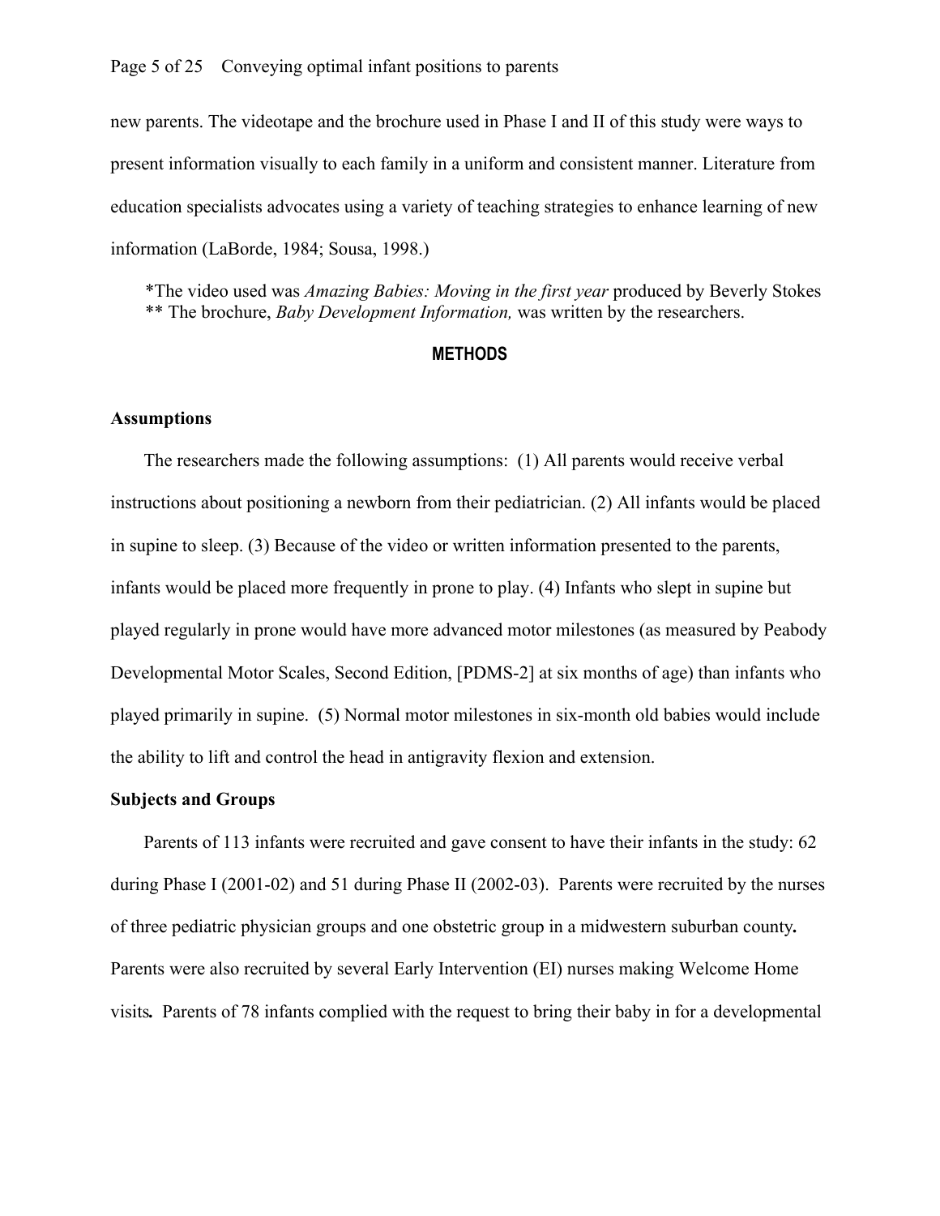new parents. The videotape and the brochure used in Phase I and II of this study were ways to present information visually to each family in a uniform and consistent manner. Literature from education specialists advocates using a variety of teaching strategies to enhance learning of new information (LaBorde, 1984; Sousa, 1998.)

*The video used was *Amazing Babies: Moving in the first year* produced by Beverly Stokes
** The brochure, *Baby Development Information,* was written by the researchers.

## METHODS

### Assumptions

The researchers made the following assumptions: (1) All parents would receive verbal instructions about positioning a newborn from their pediatrician. (2) All infants would be placed in supine to sleep. (3) Because of the video or written information presented to the parents, infants would be placed more frequently in prone to play. (4) Infants who slept in supine but played regularly in prone would have more advanced motor milestones (as measured by Peabody Developmental Motor Scales, Second Edition, [PDMS-2] at six months of age) than infants who played primarily in supine. (5) Normal motor milestones in six-month old babies would include the ability to lift and control the head in antigravity flexion and extension.

### Subjects and Groups

Parents of 113 infants were recruited and gave consent to have their infants in the study: 62 during Phase I (2001-02) and 51 during Phase II (2002-03). Parents were recruited by the nurses of three pediatric physician groups and one obstetric group in a midwestern suburban county**.** Parents were also recruited by several Early Intervention (EI) nurses making Welcome Home visits**.** Parents of 78 infants complied with the request to bring their baby in for a developmental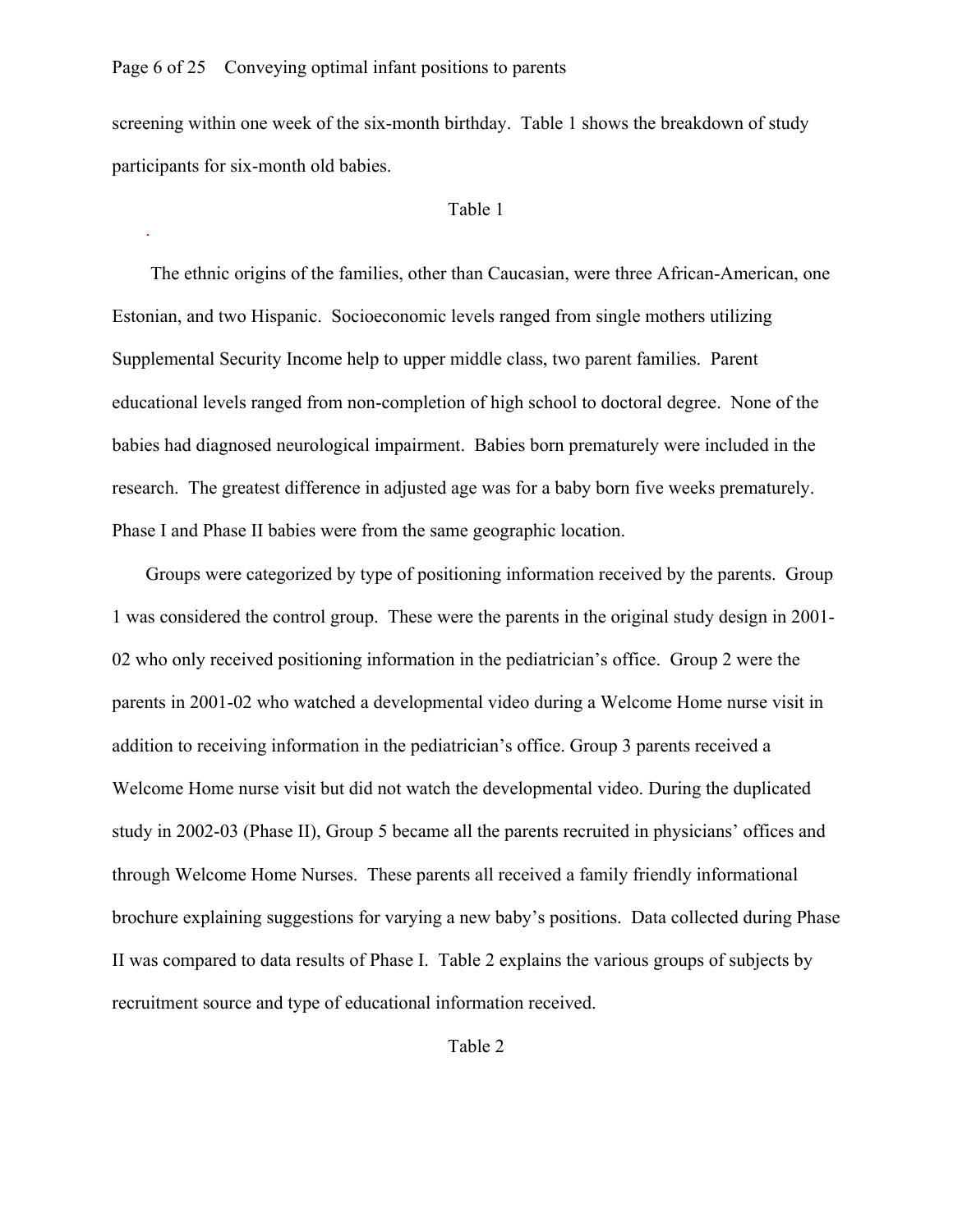screening within one week of the six-month birthday. Table 1 shows the breakdown of study participants for six-month old babies.

Table 1

The ethnic origins of the families, other than Caucasian, were three African-American, one Estonian, and two Hispanic. Socioeconomic levels ranged from single mothers utilizing Supplemental Security Income help to upper middle class, two parent families. Parent educational levels ranged from non-completion of high school to doctoral degree. None of the babies had diagnosed neurological impairment. Babies born prematurely were included in the research. The greatest difference in adjusted age was for a baby born five weeks prematurely. Phase I and Phase II babies were from the same geographic location.

Groups were categorized by type of positioning information received by the parents. Group 1 was considered the control group. These were the parents in the original study design in 2001-02 who only received positioning information in the pediatrician's office. Group 2 were the parents in 2001-02 who watched a developmental video during a Welcome Home nurse visit in addition to receiving information in the pediatrician's office. Group 3 parents received a Welcome Home nurse visit but did not watch the developmental video. During the duplicated study in 2002-03 (Phase II), Group 5 became all the parents recruited in physicians' offices and through Welcome Home Nurses. These parents all received a family friendly informational brochure explaining suggestions for varying a new baby's positions. Data collected during Phase II was compared to data results of Phase I. Table 2 explains the various groups of subjects by recruitment source and type of educational information received.

Table 2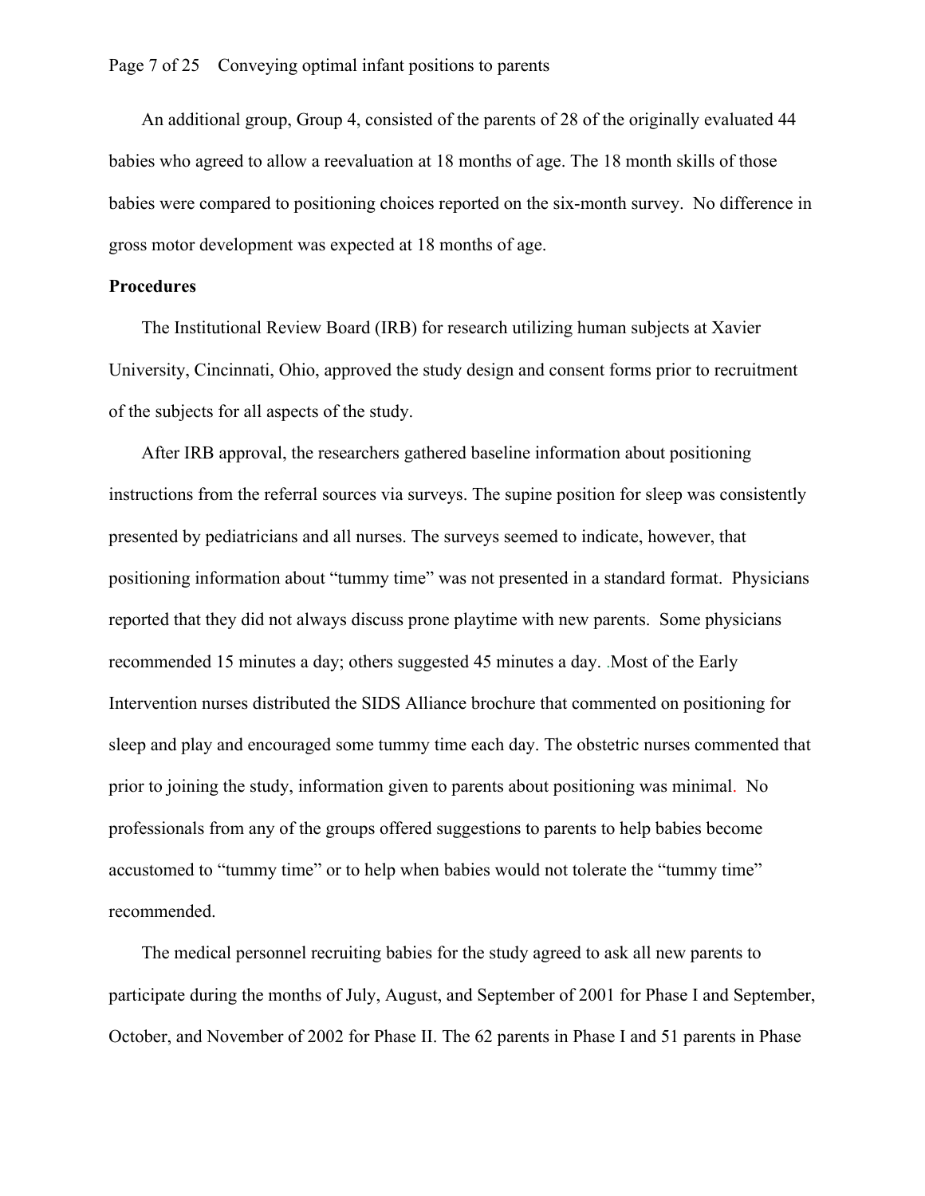An additional group, Group 4, consisted of the parents of 28 of the originally evaluated 44 babies who agreed to allow a reevaluation at 18 months of age. The 18 month skills of those babies were compared to positioning choices reported on the six-month survey. No difference in gross motor development was expected at 18 months of age.

**Procedures**

The Institutional Review Board (IRB) for research utilizing human subjects at Xavier University, Cincinnati, Ohio, approved the study design and consent forms prior to recruitment of the subjects for all aspects of the study.

After IRB approval, the researchers gathered baseline information about positioning instructions from the referral sources via surveys. The supine position for sleep was consistently presented by pediatricians and all nurses. The surveys seemed to indicate, however, that positioning information about "tummy time" was not presented in a standard format. Physicians reported that they did not always discuss prone playtime with new parents. Some physicians recommended 15 minutes a day; others suggested 45 minutes a day. .Most of the Early Intervention nurses distributed the SIDS Alliance brochure that commented on positioning for sleep and play and encouraged some tummy time each day. The obstetric nurses commented that prior to joining the study, information given to parents about positioning was minimal. No professionals from any of the groups offered suggestions to parents to help babies become accustomed to "tummy time" or to help when babies would not tolerate the "tummy time" recommended.

The medical personnel recruiting babies for the study agreed to ask all new parents to participate during the months of July, August, and September of 2001 for Phase I and September, October, and November of 2002 for Phase II. The 62 parents in Phase I and 51 parents in Phase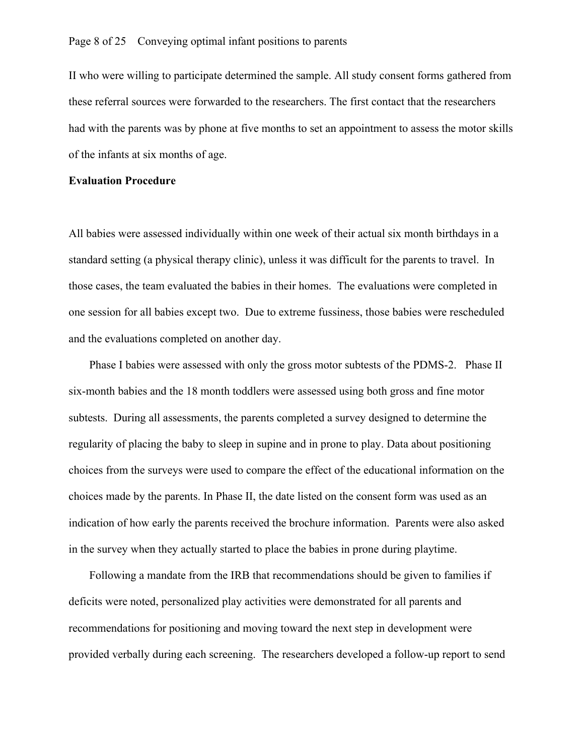II who were willing to participate determined the sample. All study consent forms gathered from these referral sources were forwarded to the researchers. The first contact that the researchers had with the parents was by phone at five months to set an appointment to assess the motor skills of the infants at six months of age.

**Evaluation Procedure**

All babies were assessed individually within one week of their actual six month birthdays in a standard setting (a physical therapy clinic), unless it was difficult for the parents to travel. In those cases, the team evaluated the babies in their homes. The evaluations were completed in one session for all babies except two. Due to extreme fussiness, those babies were rescheduled and the evaluations completed on another day.

Phase I babies were assessed with only the gross motor subtests of the PDMS-2. Phase II six-month babies and the 18 month toddlers were assessed using both gross and fine motor subtests. During all assessments, the parents completed a survey designed to determine the regularity of placing the baby to sleep in supine and in prone to play. Data about positioning choices from the surveys were used to compare the effect of the educational information on the choices made by the parents. In Phase II, the date listed on the consent form was used as an indication of how early the parents received the brochure information. Parents were also asked in the survey when they actually started to place the babies in prone during playtime.

Following a mandate from the IRB that recommendations should be given to families if deficits were noted, personalized play activities were demonstrated for all parents and recommendations for positioning and moving toward the next step in development were provided verbally during each screening. The researchers developed a follow-up report to send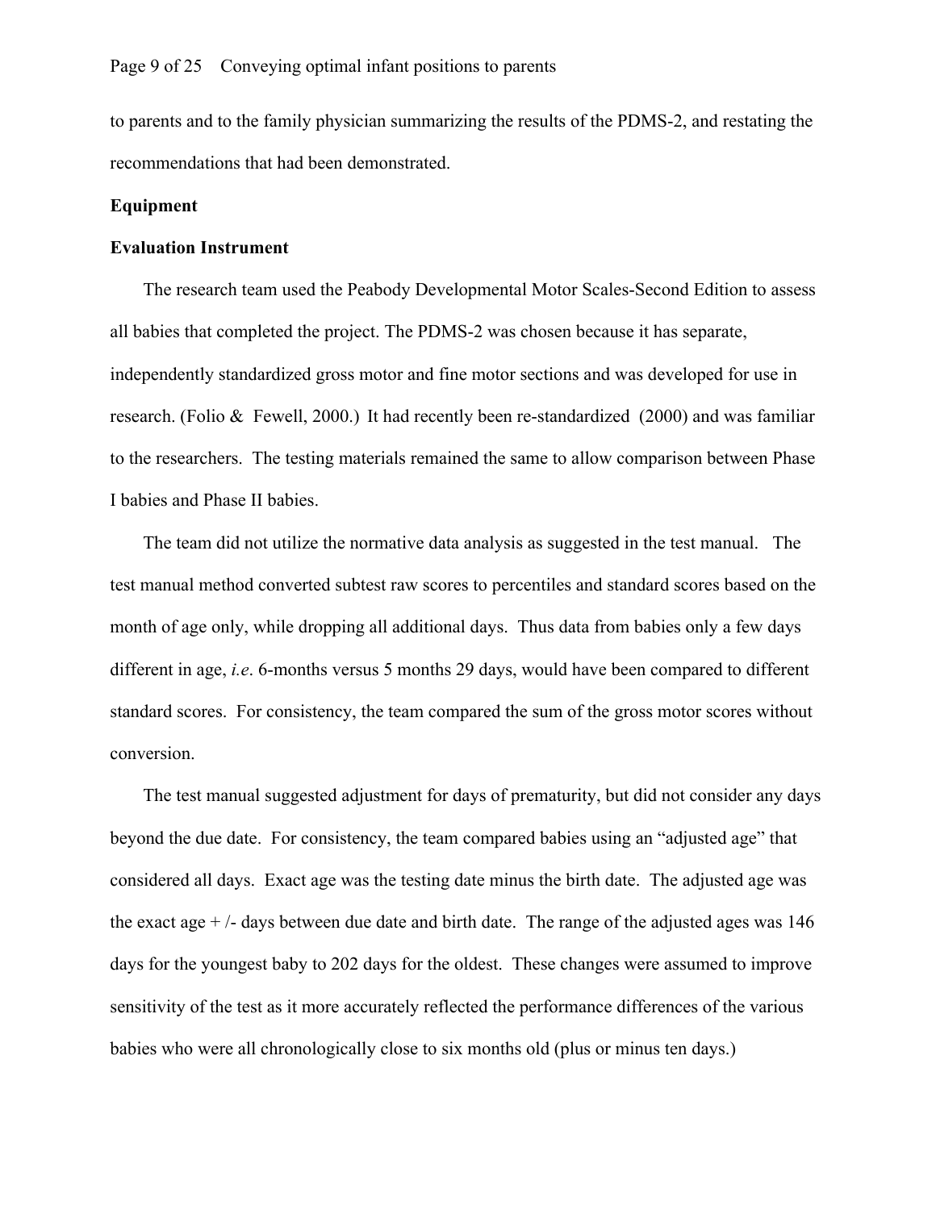to parents and to the family physician summarizing the results of the PDMS-2, and restating the recommendations that had been demonstrated.

**Equipment**

**Evaluation Instrument**

The research team used the Peabody Developmental Motor Scales-Second Edition to assess all babies that completed the project. The PDMS-2 was chosen because it has separate, independently standardized gross motor and fine motor sections and was developed for use in research. (Folio & Fewell, 2000.) It had recently been re-standardized (2000) and was familiar to the researchers. The testing materials remained the same to allow comparison between Phase I babies and Phase II babies.

The team did not utilize the normative data analysis as suggested in the test manual. The test manual method converted subtest raw scores to percentiles and standard scores based on the month of age only, while dropping all additional days. Thus data from babies only a few days different in age, *i.e*. 6-months versus 5 months 29 days, would have been compared to different standard scores. For consistency, the team compared the sum of the gross motor scores without conversion.

The test manual suggested adjustment for days of prematurity, but did not consider any days beyond the due date. For consistency, the team compared babies using an "adjusted age" that considered all days. Exact age was the testing date minus the birth date. The adjusted age was the exact age + /- days between due date and birth date. The range of the adjusted ages was 146 days for the youngest baby to 202 days for the oldest. These changes were assumed to improve sensitivity of the test as it more accurately reflected the performance differences of the various babies who were all chronologically close to six months old (plus or minus ten days.)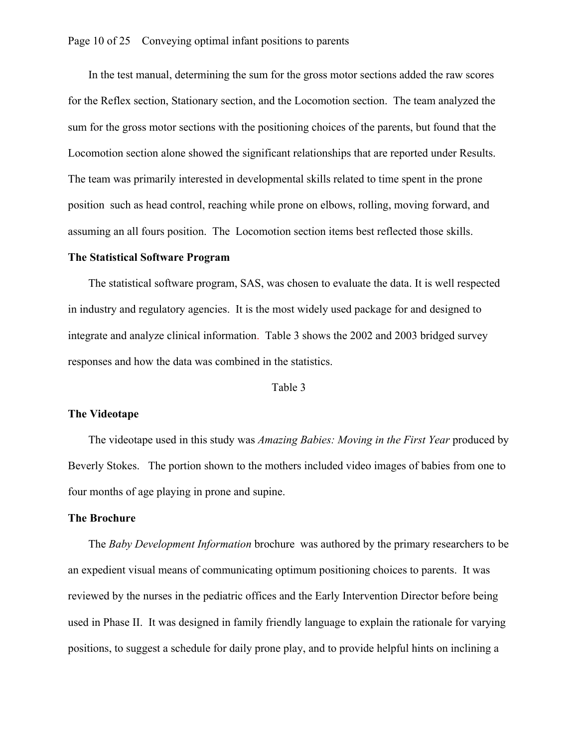In the test manual, determining the sum for the gross motor sections added the raw scores for the Reflex section, Stationary section, and the Locomotion section. The team analyzed the sum for the gross motor sections with the positioning choices of the parents, but found that the Locomotion section alone showed the significant relationships that are reported under Results. The team was primarily interested in developmental skills related to time spent in the prone position such as head control, reaching while prone on elbows, rolling, moving forward, and assuming an all fours position. The Locomotion section items best reflected those skills.

**The Statistical Software Program**

The statistical software program, SAS, was chosen to evaluate the data. It is well respected in industry and regulatory agencies. It is the most widely used package for and designed to integrate and analyze clinical information. Table 3 shows the 2002 and 2003 bridged survey responses and how the data was combined in the statistics.

Table 3

**The Videotape**

The videotape used in this study was *Amazing Babies: Moving in the First Year* produced by Beverly Stokes. The portion shown to the mothers included video images of babies from one to four months of age playing in prone and supine.

**The Brochure**

The *Baby Development Information* brochure was authored by the primary researchers to be an expedient visual means of communicating optimum positioning choices to parents. It was reviewed by the nurses in the pediatric offices and the Early Intervention Director before being used in Phase II. It was designed in family friendly language to explain the rationale for varying positions, to suggest a schedule for daily prone play, and to provide helpful hints on inclining a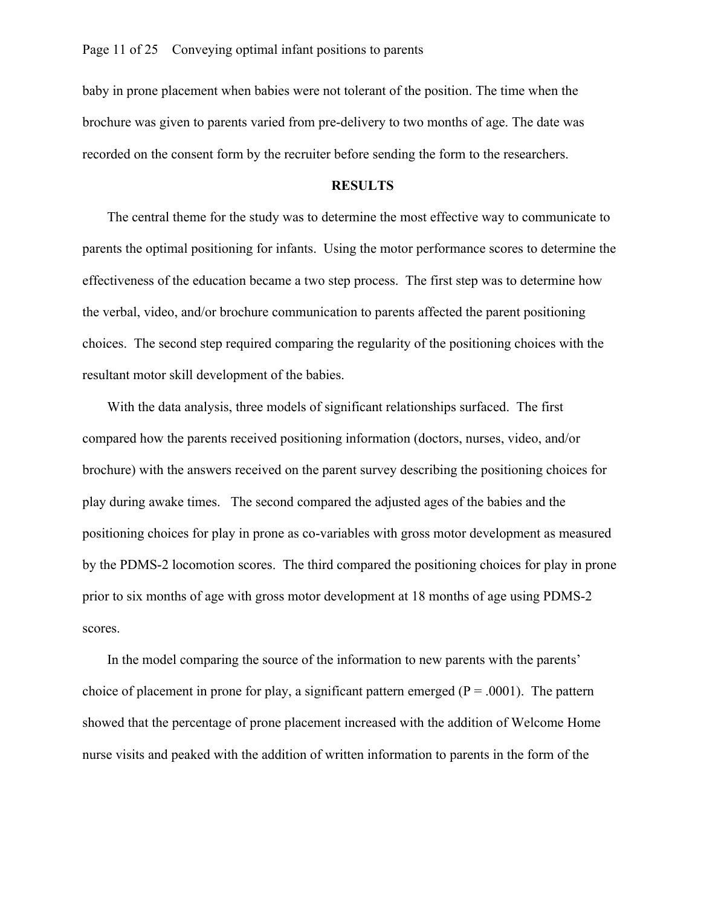baby in prone placement when babies were not tolerant of the position. The time when the brochure was given to parents varied from pre-delivery to two months of age. The date was recorded on the consent form by the recruiter before sending the form to the researchers.

## RESULTS

The central theme for the study was to determine the most effective way to communicate to parents the optimal positioning for infants. Using the motor performance scores to determine the effectiveness of the education became a two step process. The first step was to determine how the verbal, video, and/or brochure communication to parents affected the parent positioning choices. The second step required comparing the regularity of the positioning choices with the resultant motor skill development of the babies.

With the data analysis, three models of significant relationships surfaced. The first compared how the parents received positioning information (doctors, nurses, video, and/or brochure) with the answers received on the parent survey describing the positioning choices for play during awake times. The second compared the adjusted ages of the babies and the positioning choices for play in prone as co-variables with gross motor development as measured by the PDMS-2 locomotion scores. The third compared the positioning choices for play in prone prior to six months of age with gross motor development at 18 months of age using PDMS-2 scores.

In the model comparing the source of the information to new parents with the parents' choice of placement in prone for play, a significant pattern emerged ($P = .0001$). The pattern showed that the percentage of prone placement increased with the addition of Welcome Home nurse visits and peaked with the addition of written information to parents in the form of the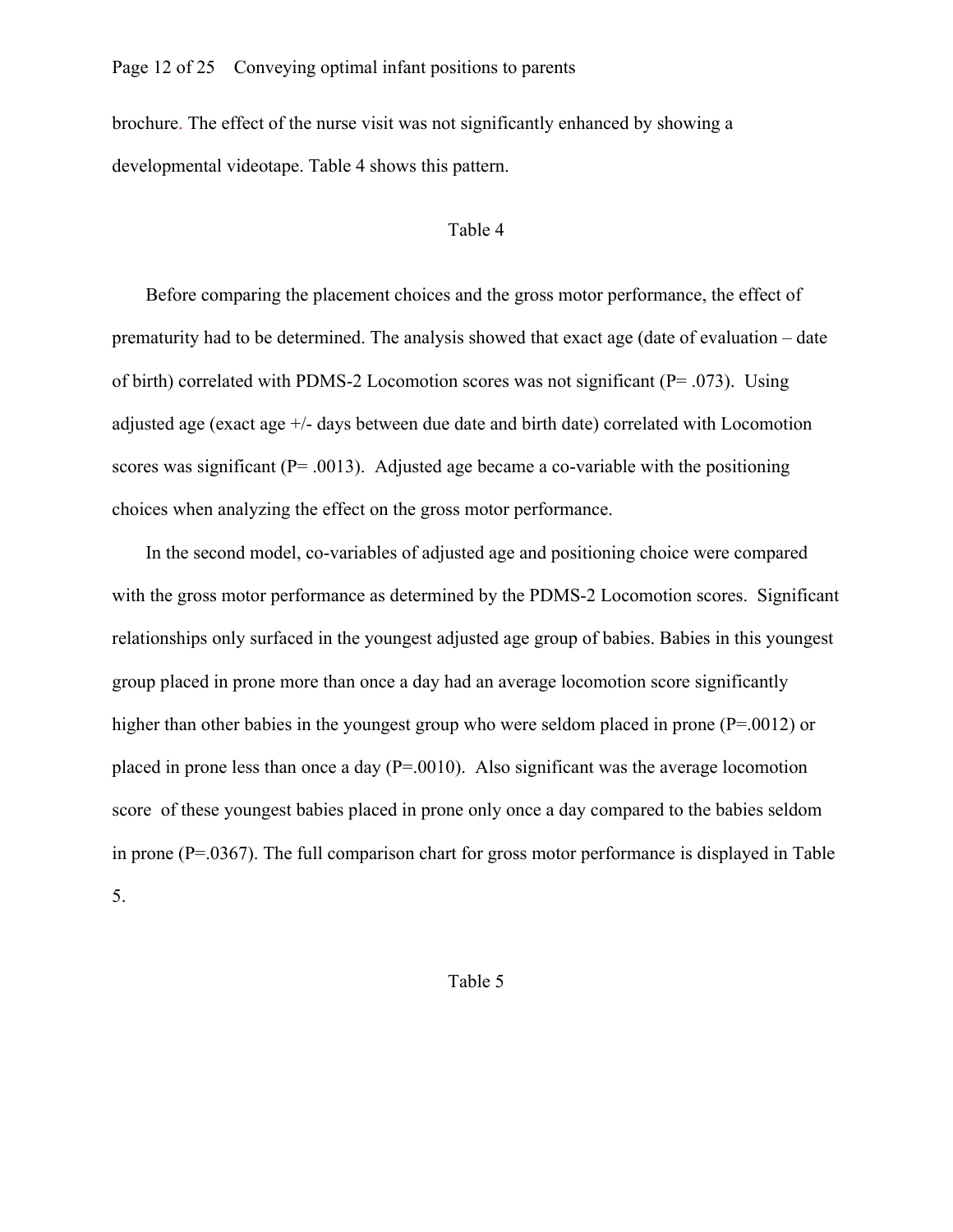brochure. The effect of the nurse visit was not significantly enhanced by showing a developmental videotape. Table 4 shows this pattern.

Table 4

Before comparing the placement choices and the gross motor performance, the effect of prematurity had to be determined. The analysis showed that exact age (date of evaluation – date of birth) correlated with PDMS-2 Locomotion scores was not significant ($P = .073$). Using adjusted age (exact age +/- days between due date and birth date) correlated with Locomotion scores was significant ($P = .0013$). Adjusted age became a co-variable with the positioning choices when analyzing the effect on the gross motor performance.

In the second model, co-variables of adjusted age and positioning choice were compared with the gross motor performance as determined by the PDMS-2 Locomotion scores. Significant relationships only surfaced in the youngest adjusted age group of babies. Babies in this youngest group placed in prone more than once a day had an average locomotion score significantly higher than other babies in the youngest group who were seldom placed in prone ($P = .0012$) or placed in prone less than once a day ($P = .0010$). Also significant was the average locomotion score of these youngest babies placed in prone only once a day compared to the babies seldom in prone ($P = .0367$). The full comparison chart for gross motor performance is displayed in Table 5.

Table 5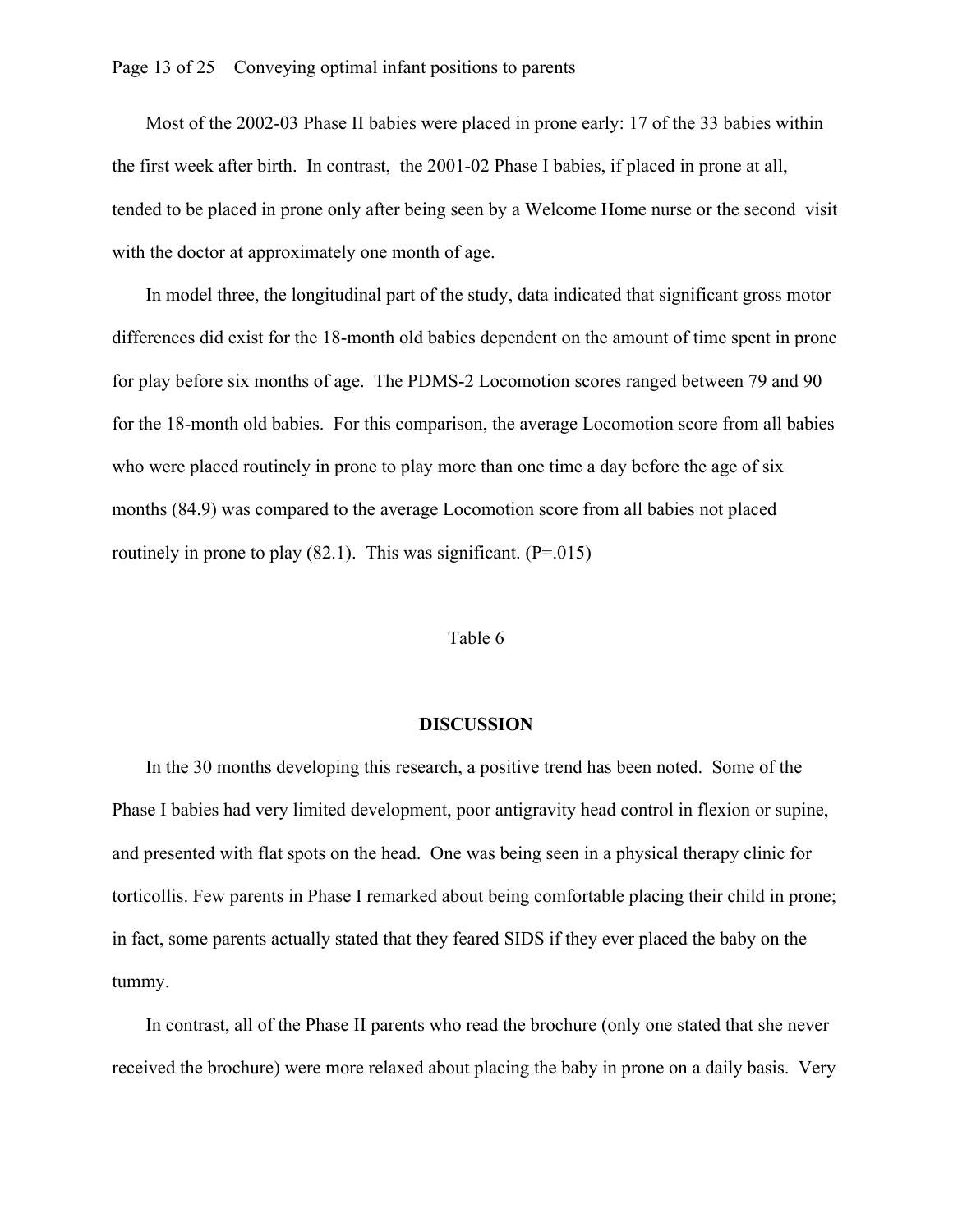Most of the 2002-03 Phase II babies were placed in prone early: 17 of the 33 babies within the first week after birth. In contrast, the 2001-02 Phase I babies, if placed in prone at all, tended to be placed in prone only after being seen by a Welcome Home nurse or the second visit with the doctor at approximately one month of age.

In model three, the longitudinal part of the study, data indicated that significant gross motor differences did exist for the 18-month old babies dependent on the amount of time spent in prone for play before six months of age. The PDMS-2 Locomotion scores ranged between 79 and 90 for the 18-month old babies. For this comparison, the average Locomotion score from all babies who were placed routinely in prone to play more than one time a day before the age of six months (84.9) was compared to the average Locomotion score from all babies not placed routinely in prone to play (82.1). This was significant. (P=.015)

Table 6

## DISCUSSION

In the 30 months developing this research, a positive trend has been noted. Some of the Phase I babies had very limited development, poor antigravity head control in flexion or supine, and presented with flat spots on the head. One was being seen in a physical therapy clinic for torticollis. Few parents in Phase I remarked about being comfortable placing their child in prone; in fact, some parents actually stated that they feared SIDS if they ever placed the baby on the tummy.

In contrast, all of the Phase II parents who read the brochure (only one stated that she never received the brochure) were more relaxed about placing the baby in prone on a daily basis. Very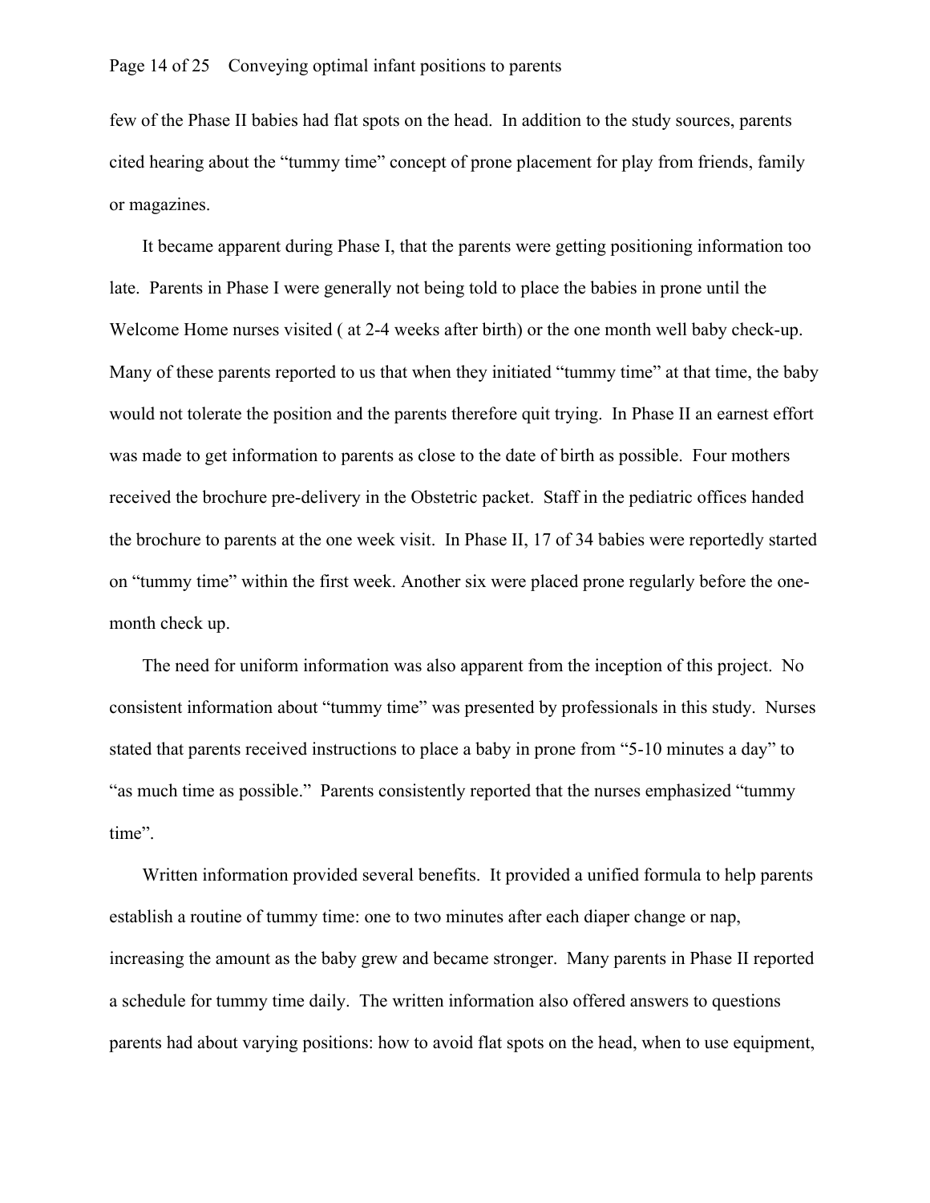few of the Phase II babies had flat spots on the head. In addition to the study sources, parents cited hearing about the "tummy time" concept of prone placement for play from friends, family or magazines.

It became apparent during Phase I, that the parents were getting positioning information too late. Parents in Phase I were generally not being told to place the babies in prone until the Welcome Home nurses visited ( at 2-4 weeks after birth) or the one month well baby check-up. Many of these parents reported to us that when they initiated "tummy time" at that time, the baby would not tolerate the position and the parents therefore quit trying. In Phase II an earnest effort was made to get information to parents as close to the date of birth as possible. Four mothers received the brochure pre-delivery in the Obstetric packet. Staff in the pediatric offices handed the brochure to parents at the one week visit. In Phase II, 17 of 34 babies were reportedly started on "tummy time" within the first week. Another six were placed prone regularly before the one-month check up.

The need for uniform information was also apparent from the inception of this project. No consistent information about "tummy time" was presented by professionals in this study. Nurses stated that parents received instructions to place a baby in prone from "5-10 minutes a day" to "as much time as possible." Parents consistently reported that the nurses emphasized "tummy time".

Written information provided several benefits. It provided a unified formula to help parents establish a routine of tummy time: one to two minutes after each diaper change or nap, increasing the amount as the baby grew and became stronger. Many parents in Phase II reported a schedule for tummy time daily. The written information also offered answers to questions parents had about varying positions: how to avoid flat spots on the head, when to use equipment,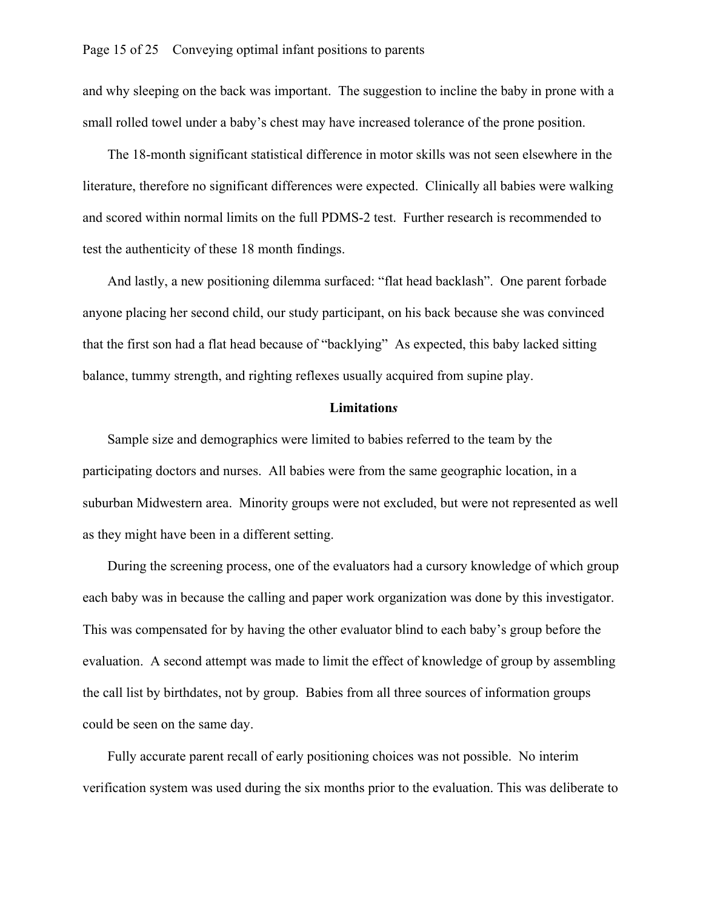and why sleeping on the back was important. The suggestion to incline the baby in prone with a small rolled towel under a baby's chest may have increased tolerance of the prone position.

The 18-month significant statistical difference in motor skills was not seen elsewhere in the literature, therefore no significant differences were expected. Clinically all babies were walking and scored within normal limits on the full PDMS-2 test. Further research is recommended to test the authenticity of these 18 month findings.

And lastly, a new positioning dilemma surfaced: "flat head backlash". One parent forbade anyone placing her second child, our study participant, on his back because she was convinced that the first son had a flat head because of "backlying" As expected, this baby lacked sitting balance, tummy strength, and righting reflexes usually acquired from supine play.

## Limitation*s*

Sample size and demographics were limited to babies referred to the team by the participating doctors and nurses. All babies were from the same geographic location, in a suburban Midwestern area. Minority groups were not excluded, but were not represented as well as they might have been in a different setting.

During the screening process, one of the evaluators had a cursory knowledge of which group each baby was in because the calling and paper work organization was done by this investigator. This was compensated for by having the other evaluator blind to each baby's group before the evaluation. A second attempt was made to limit the effect of knowledge of group by assembling the call list by birthdates, not by group. Babies from all three sources of information groups could be seen on the same day.

Fully accurate parent recall of early positioning choices was not possible. No interim verification system was used during the six months prior to the evaluation. This was deliberate to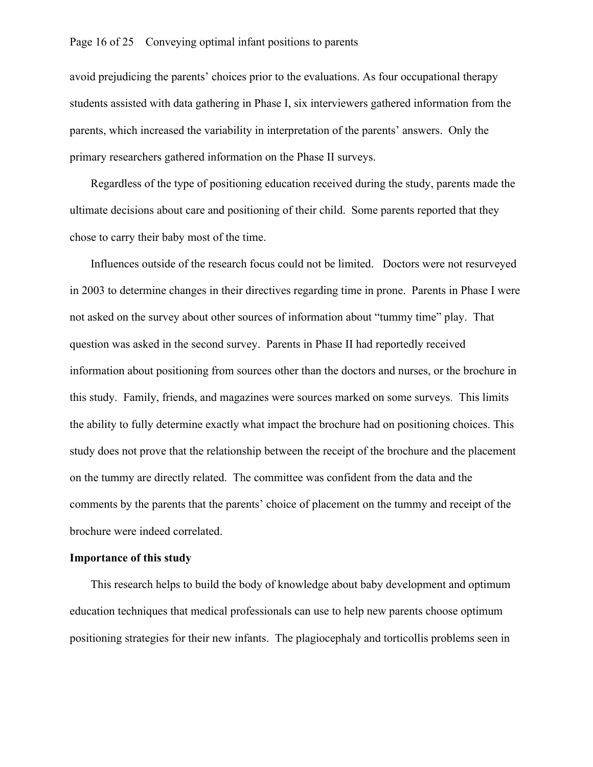avoid prejudicing the parents' choices prior to the evaluations. As four occupational therapy students assisted with data gathering in Phase I, six interviewers gathered information from the parents, which increased the variability in interpretation of the parents' answers. Only the primary researchers gathered information on the Phase II surveys.

Regardless of the type of positioning education received during the study, parents made the ultimate decisions about care and positioning of their child. Some parents reported that they chose to carry their baby most of the time.

Influences outside of the research focus could not be limited. Doctors were not resurveyed in 2003 to determine changes in their directives regarding time in prone. Parents in Phase I were not asked on the survey about other sources of information about "tummy time" play. That question was asked in the second survey. Parents in Phase II had reportedly received information about positioning from sources other than the doctors and nurses, or the brochure in this study. Family, friends, and magazines were sources marked on some surveys. This limits the ability to fully determine exactly what impact the brochure had on positioning choices. This study does not prove that the relationship between the receipt of the brochure and the placement on the tummy are directly related. The committee was confident from the data and the comments by the parents that the parents' choice of placement on the tummy and receipt of the brochure were indeed correlated.

**Importance of this study**

This research helps to build the body of knowledge about baby development and optimum education techniques that medical professionals can use to help new parents choose optimum positioning strategies for their new infants. The plagiocephaly and torticollis problems seen in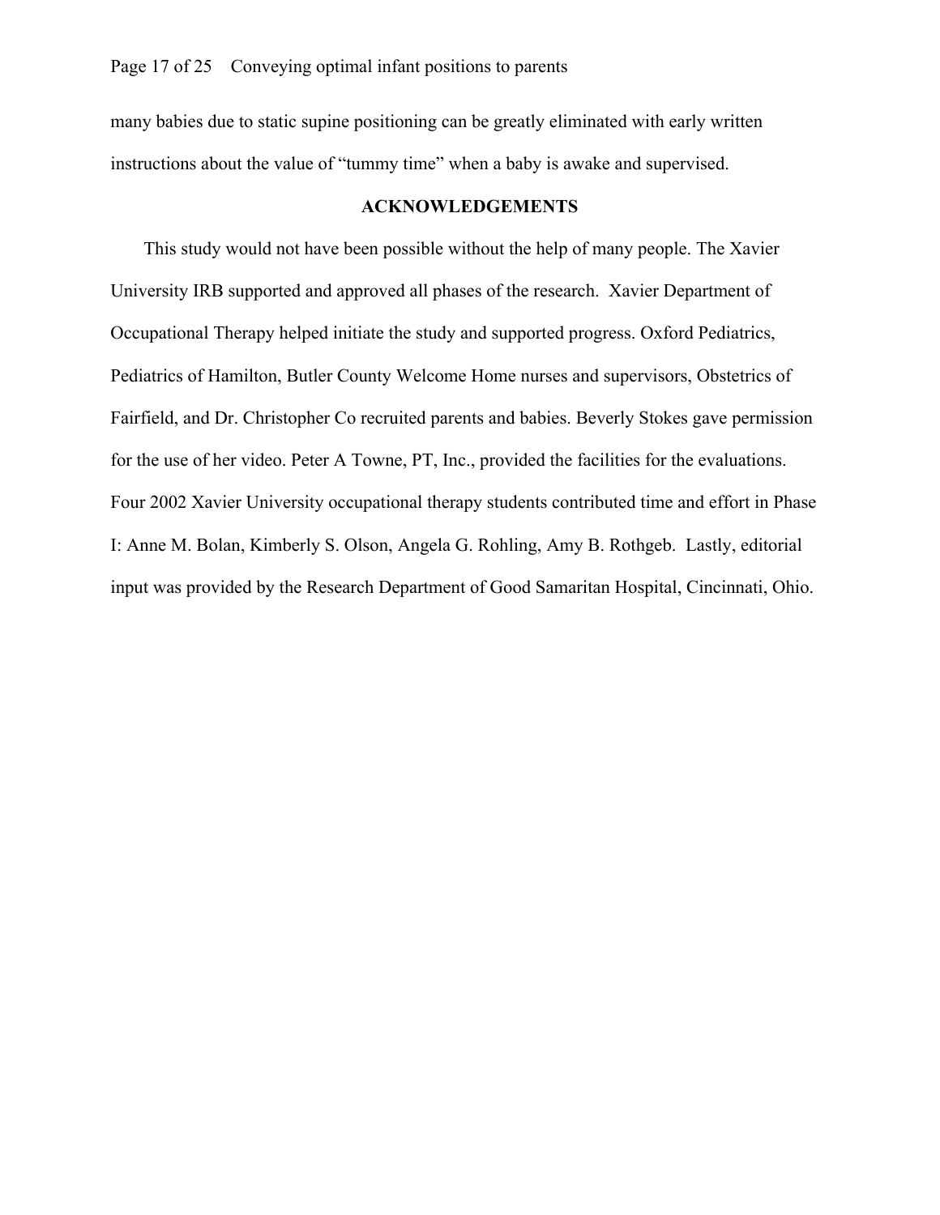many babies due to static supine positioning can be greatly eliminated with early written instructions about the value of "tummy time" when a baby is awake and supervised.

## ACKNOWLEDGEMENTS

This study would not have been possible without the help of many people. The Xavier University IRB supported and approved all phases of the research. Xavier Department of Occupational Therapy helped initiate the study and supported progress. Oxford Pediatrics, Pediatrics of Hamilton, Butler County Welcome Home nurses and supervisors, Obstetrics of Fairfield, and Dr. Christopher Co recruited parents and babies. Beverly Stokes gave permission for the use of her video. Peter A Towne, PT, Inc., provided the facilities for the evaluations. Four 2002 Xavier University occupational therapy students contributed time and effort in Phase I: Anne M. Bolan, Kimberly S. Olson, Angela G. Rohling, Amy B. Rothgeb. Lastly, editorial input was provided by the Research Department of Good Samaritan Hospital, Cincinnati, Ohio.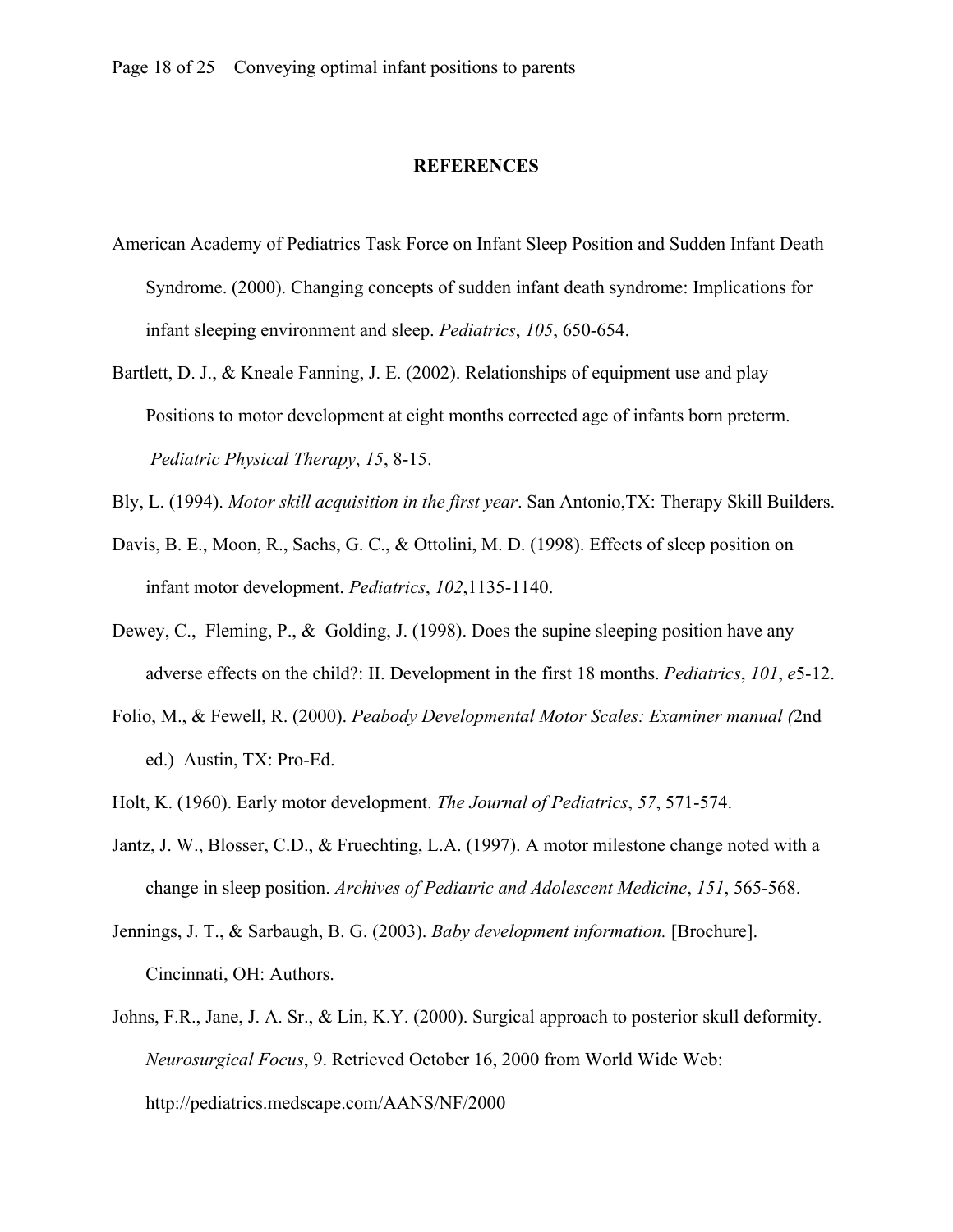## REFERENCES

American Academy of Pediatrics Task Force on Infant Sleep Position and Sudden Infant Death Syndrome. (2000). Changing concepts of sudden infant death syndrome: Implications for infant sleeping environment and sleep. *Pediatrics*, *105*, 650-654.

Bartlett, D. J., & Kneale Fanning, J. E. (2002). Relationships of equipment use and play Positions to motor development at eight months corrected age of infants born preterm. *Pediatric Physical Therapy*, *15*, 8-15.

Bly, L. (1994). *Motor skill acquisition in the first year*. San Antonio,TX: Therapy Skill Builders.

Davis, B. E., Moon, R., Sachs, G. C., & Ottolini, M. D. (1998). Effects of sleep position on infant motor development. *Pediatrics*, *102*,1135-1140.

Dewey, C., Fleming, P., & Golding, J. (1998). Does the supine sleeping position have any adverse effects on the child?: II. Development in the first 18 months. *Pediatrics*, *101*, *e*5-12.

Folio, M., & Fewell, R. (2000). *Peabody Developmental Motor Scales: Examiner manual (*2nd ed.) Austin, TX: Pro-Ed.

Holt, K. (1960). Early motor development. *The Journal of Pediatrics*, *57*, 571-574.

Jantz, J. W., Blosser, C.D., & Fruechting, L.A. (1997). A motor milestone change noted with a change in sleep position. *Archives of Pediatric and Adolescent Medicine*, *151*, 565-568.

Jennings, J. T., & Sarbaugh, B. G. (2003). *Baby development information.* [Brochure]. Cincinnati, OH: Authors.

Johns, F.R., Jane, J. A. Sr., & Lin, K.Y. (2000). Surgical approach to posterior skull deformity. *Neurosurgical Focus*, 9. Retrieved October 16, 2000 from World Wide Web: http://pediatrics.medscape.com/AANS/NF/2000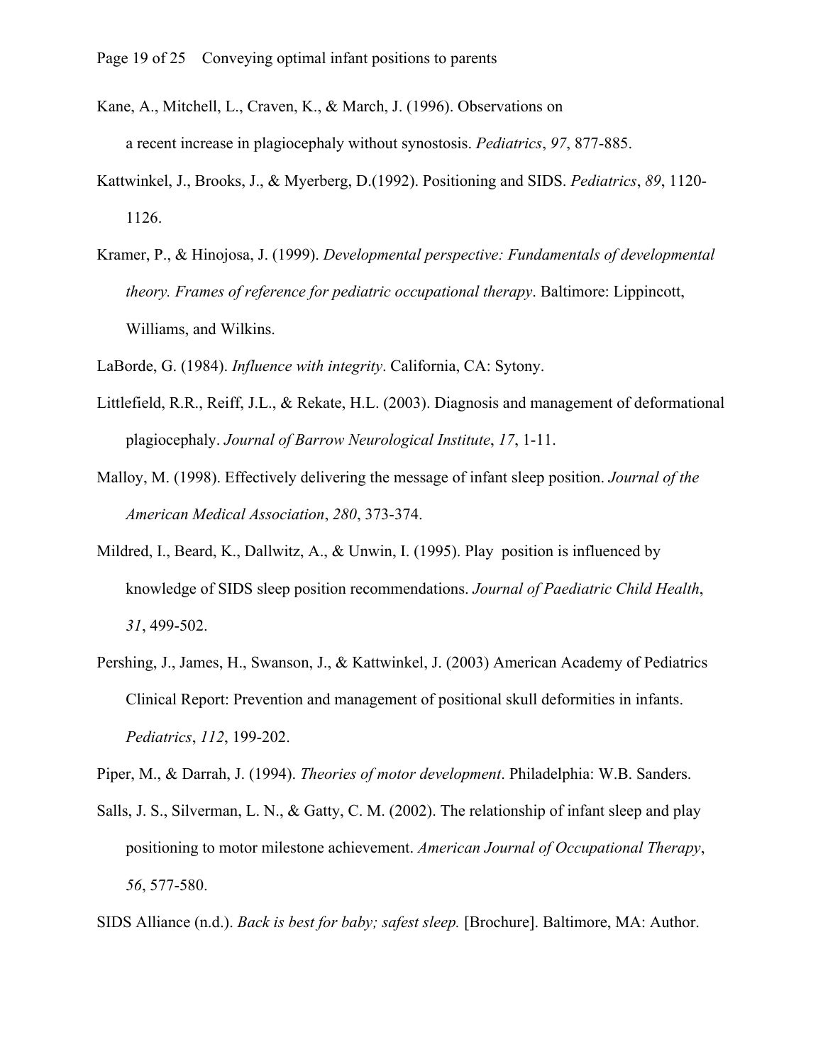Kane, A., Mitchell, L., Craven, K., & March, J. (1996). Observations on a recent increase in plagiocephaly without synostosis. *Pediatrics*, *97*, 877-885.

Kattwinkel, J., Brooks, J., & Myerberg, D.(1992). Positioning and SIDS. *Pediatrics*, *89*, 1120-1126.

Kramer, P., & Hinojosa, J. (1999). *Developmental perspective: Fundamentals of developmental theory. Frames of reference for pediatric occupational therapy*. Baltimore: Lippincott, Williams, and Wilkins.

LaBorde, G. (1984). *Influence with integrity*. California, CA: Sytony.

Littlefield, R.R., Reiff, J.L., & Rekate, H.L. (2003). Diagnosis and management of deformational plagiocephaly. *Journal of Barrow Neurological Institute*, *17*, 1-11.

Malloy, M. (1998). Effectively delivering the message of infant sleep position. *Journal of the American Medical Association*, *280*, 373-374.

Mildred, I., Beard, K., Dallwitz, A., & Unwin, I. (1995). Play position is influenced by knowledge of SIDS sleep position recommendations. *Journal of Paediatric Child Health*, *31*, 499-502.

Pershing, J., James, H., Swanson, J., & Kattwinkel, J. (2003) American Academy of Pediatrics Clinical Report: Prevention and management of positional skull deformities in infants. *Pediatrics*, *112*, 199-202.

Piper, M., & Darrah, J. (1994). *Theories of motor development*. Philadelphia: W.B. Sanders.

Salls, J. S., Silverman, L. N., & Gatty, C. M. (2002). The relationship of infant sleep and play positioning to motor milestone achievement. *American Journal of Occupational Therapy*, *56*, 577-580.

SIDS Alliance (n.d.). *Back is best for baby; safest sleep.* [Brochure]. Baltimore, MA: Author.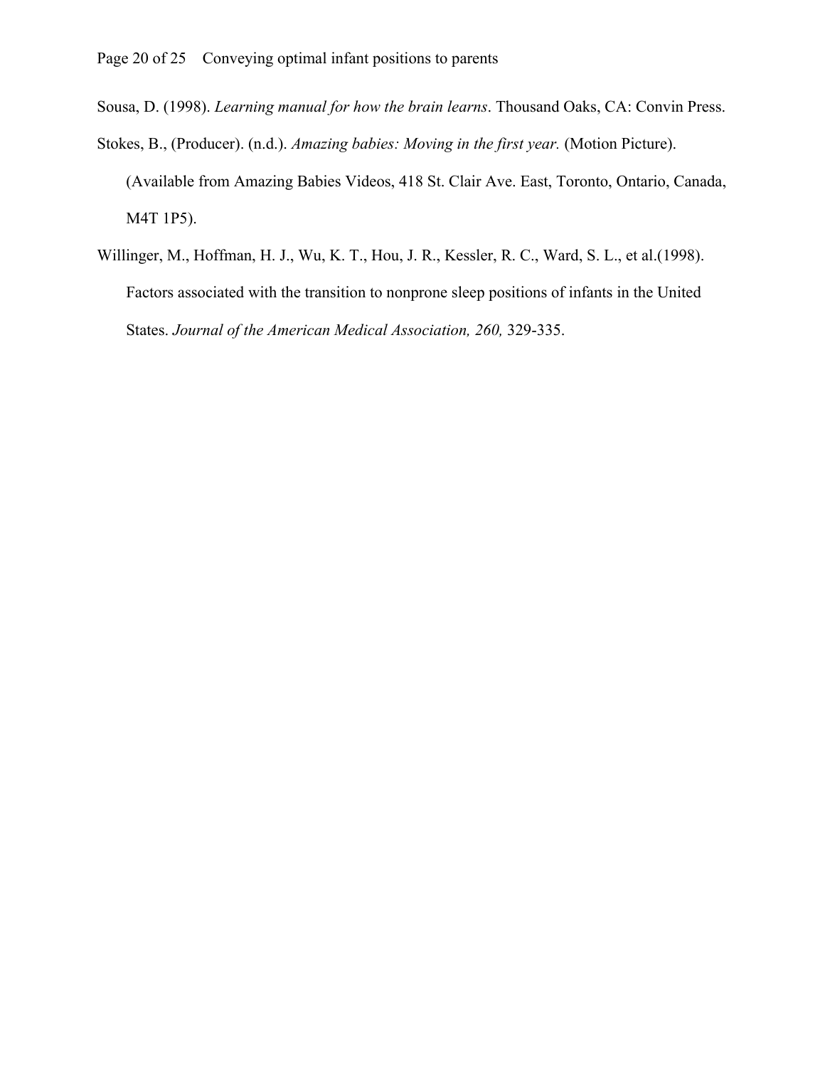Sousa, D. (1998). *Learning manual for how the brain learns*. Thousand Oaks, CA: Convin Press.

Stokes, B., (Producer). (n.d.). *Amazing babies: Moving in the first year.* (Motion Picture). (Available from Amazing Babies Videos, 418 St. Clair Ave. East, Toronto, Ontario, Canada, M4T 1P5).

Willinger, M., Hoffman, H. J., Wu, K. T., Hou, J. R., Kessler, R. C., Ward, S. L., et al.(1998). Factors associated with the transition to nonprone sleep positions of infants in the United States. *Journal of the American Medical Association, 260,* 329-335.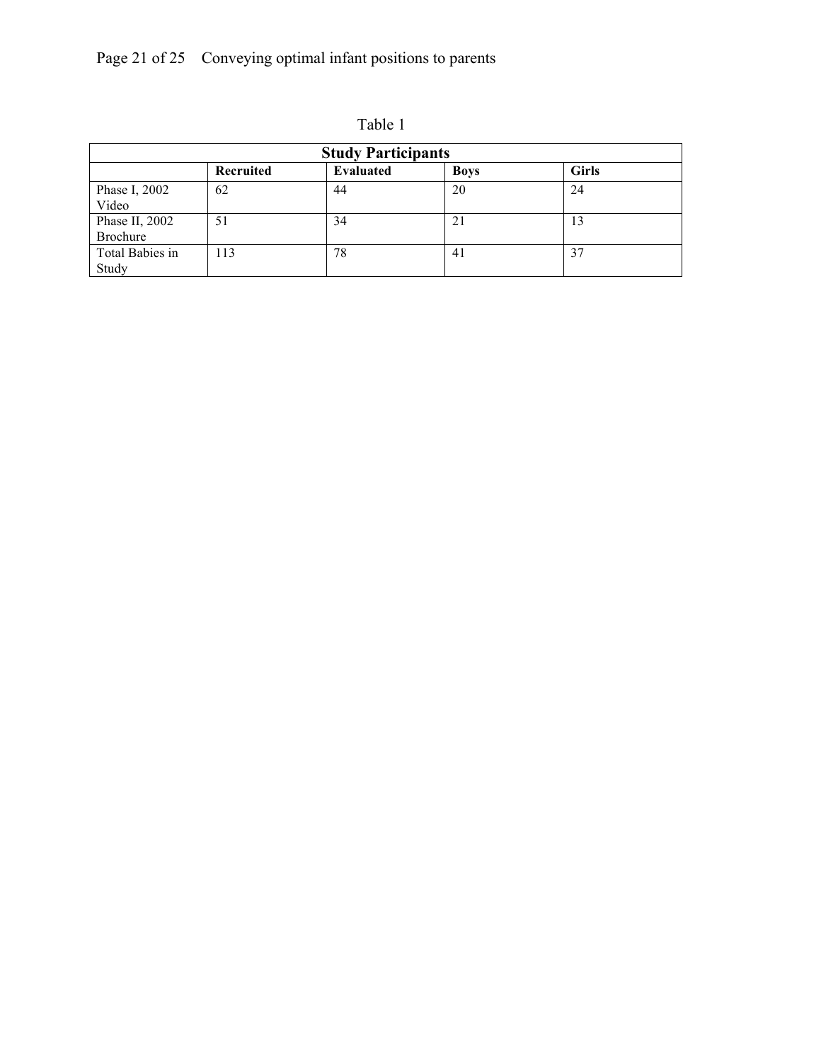Table 1

| Study Participants | | | | |
|---|---|---|---|---|
| | **Recruited** | **Evaluated** | **Boys** | **Girls** |
| Phase I, 2002 Video | 62 | 44 | 20 | 24 |
| Phase II, 2002 Brochure | 51 | 34 | 21 | 13 |
| Total Babies in Study | 113 | 78 | 41 | 37 |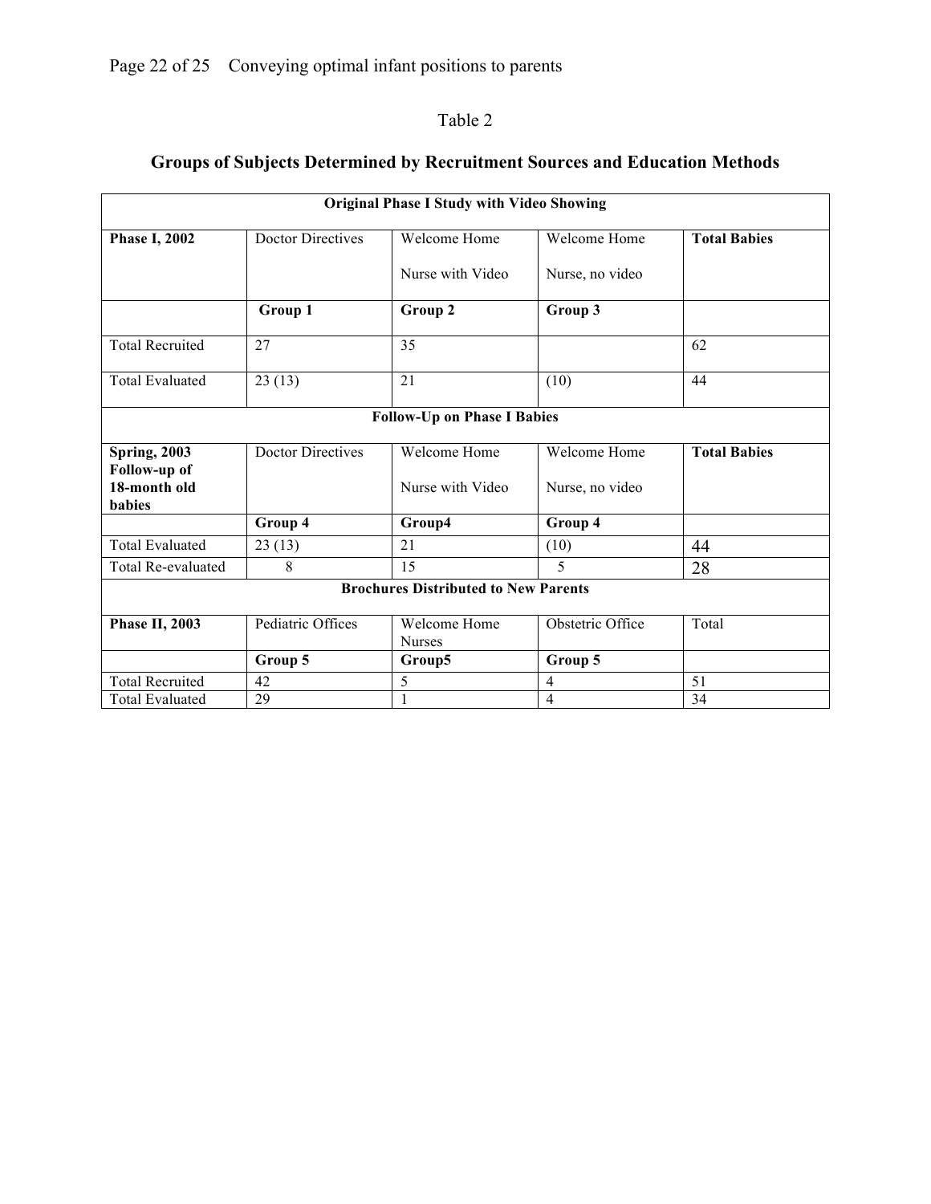Table 2

**Groups of Subjects Determined by Recruitment Sources and Education Methods**

| | | | | |
|---|---|---|---|---|
| **Original Phase I Study with Video Showing** | | | | |
| **Phase I, 2002** | Doctor Directives | Welcome Home Nurse with Video | Welcome Home Nurse, no video | **Total Babies** |
| | **Group 1** | **Group 2** | **Group 3** | |
| Total Recruited | 27 | 35 | | 62 |
| Total Evaluated | 23 (13) | 21 | (10) | 44 |
| **Follow-Up on Phase I Babies** | | | | |
| **Spring, 2003 Follow-up of 18-month old babies** | Doctor Directives | Welcome Home Nurse with Video | Welcome Home Nurse, no video | **Total Babies** |
| | **Group 4** | **Group4** | **Group 4** | |
| Total Evaluated | 23 (13) | 21 | (10) | 44 |
| Total Re-evaluated | 8 | 15 | 5 | 28 |
| **Brochures Distributed to New Parents** | | | | |
| **Phase II, 2003** | Pediatric Offices | Welcome Home Nurses | Obstetric Office | Total |
| | **Group 5** | **Group5** | **Group 5** | |
| Total Recruited | 42 | 5 | 4 | 51 |
| Total Evaluated | 29 | 1 | 4 | 34 |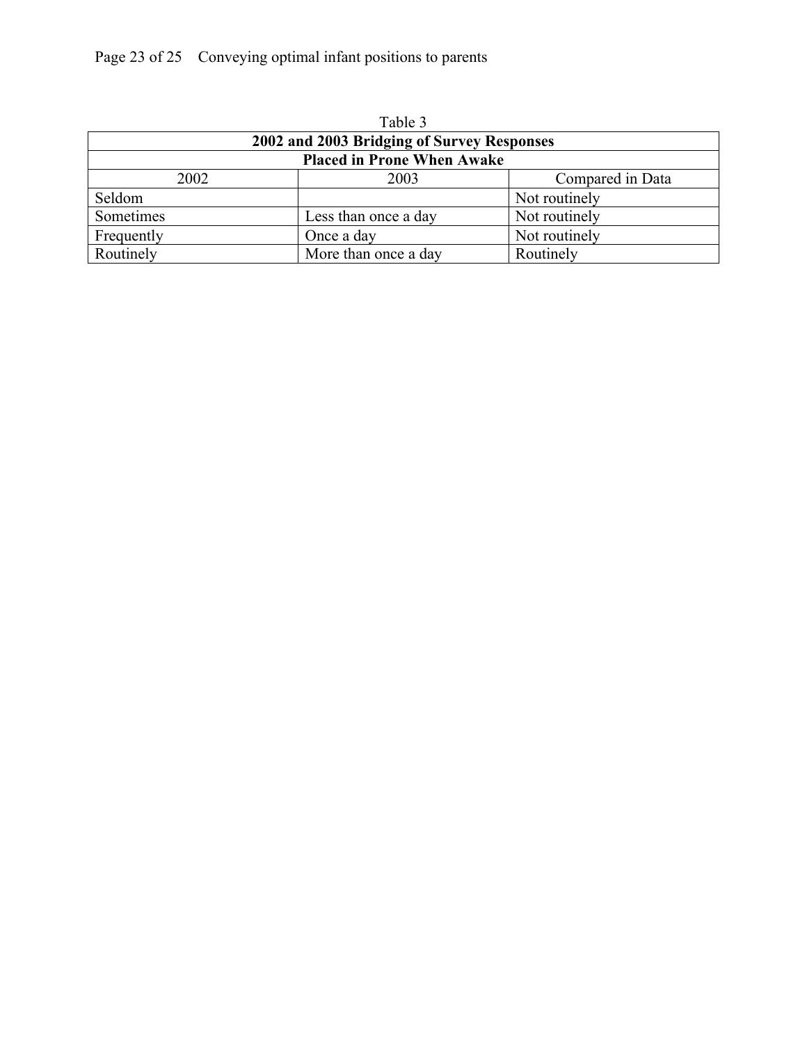Table 3

| 2002 and 2003 Bridging of Survey Responses | | |
|---|---|---|
| **Placed in Prone When Awake** | | |
| 2002 | 2003 | Compared in Data |
| Seldom | | Not routinely |
| Sometimes | Less than once a day | Not routinely |
| Frequently | Once a day | Not routinely |
| Routinely | More than once a day | Routinely |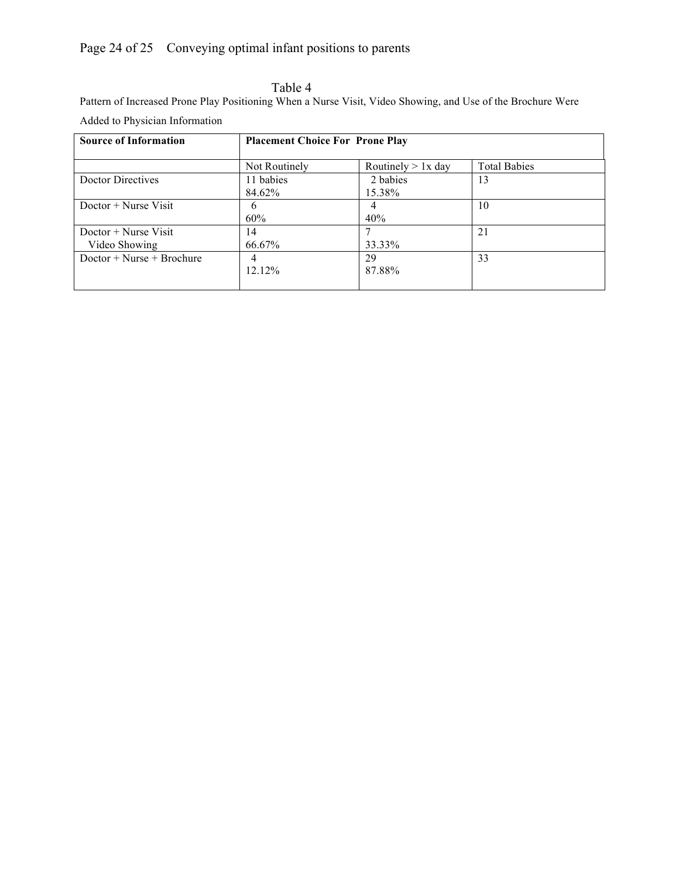Table 4

Pattern of Increased Prone Play Positioning When a Nurse Visit, Video Showing, and Use of the Brochure Were Added to Physician Information

| Source of Information | Placement Choice For Prone Play | | |
|---|---|---|---|
| | Not Routinely | Routinely > 1x day | Total Babies |
| Doctor Directives | 11 babies<br>84.62% | 2 babies<br>15.38% | 13 |
| Doctor + Nurse Visit | 6<br>60% | 4<br>40% | 10 |
| Doctor + Nurse Visit<br>Video Showing | 14<br>66.67% | 7<br>33.33% | 21 |
| Doctor + Nurse + Brochure | 4<br>12.12% | 29<br>87.88% | 33 |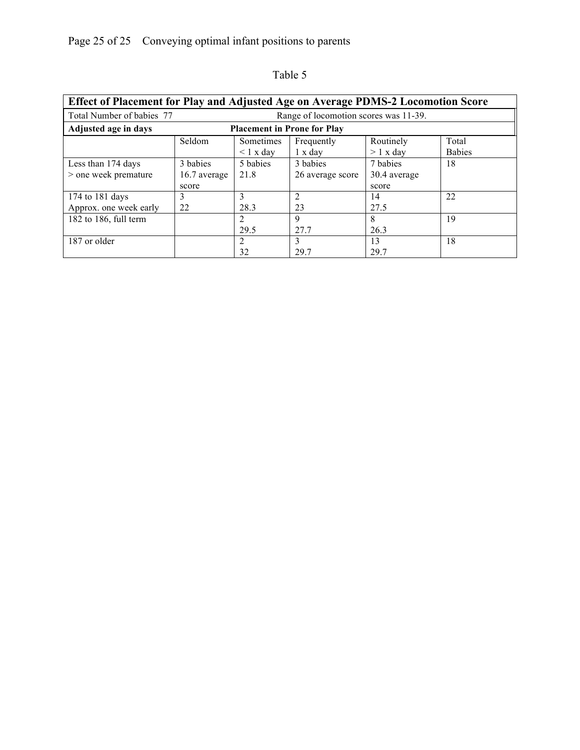Table 5

| Effect of Placement for Play and Adjusted Age on Average PDMS-2 Locomotion Score | | | | | |
|---|---|---|---|---|---|
| Total Number of babies 77 | | Range of locomotion scores was 11-39. | | | |
| **Adjusted age in days** | **Placement in Prone for Play** | | | | |
| | Seldom | Sometimes < 1 x day | Frequently 1 x day | Routinely > 1 x day | Total Babies |
| Less than 174 days > one week premature | 3 babies 16.7 average score | 5 babies 21.8 | 3 babies 26 average score | 7 babies 30.4 average score | 18 |
| 174 to 181 days Approx. one week early | 3 22 | 3 28.3 | 2 23 | 14 27.5 | 22 |
| 182 to 186, full term | | 2 29.5 | 9 27.7 | 8 26.3 | 19 |
| 187 or older | | 2 32 | 3 29.7 | 13 29.7 | 18 |